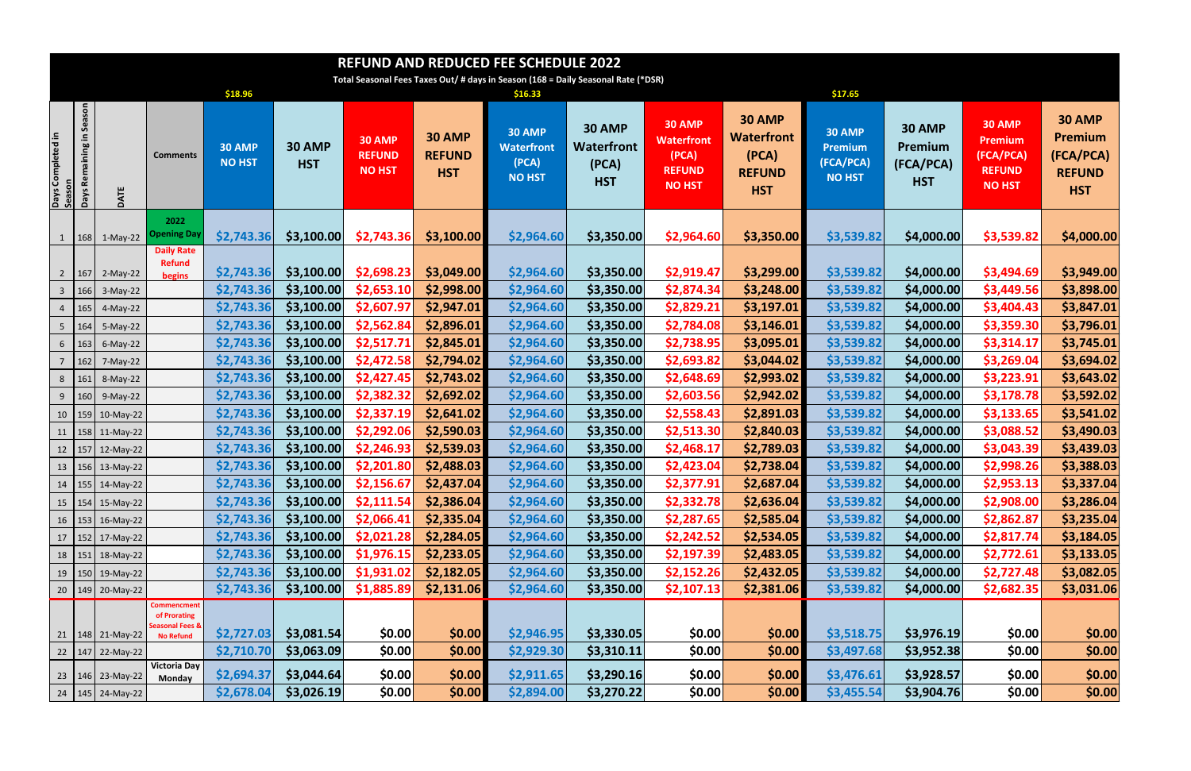# REFUND AND REDUCED FEE SCHEDULE 2022

Total Seasonal Fees Taxes Out/ # days in Season (168 = Daily Seasonal Rate (*DSR)

| Days Completed in Season | Days Remaining in Season | DATE | Comments | 30 AMP NO HST ($18.96) | 30 AMP HST | 30 AMP REFUND NO HST | 30 AMP REFUND HST | 30 AMP Waterfront (PCA) NO HST ($16.33) | 30 AMP Waterfront (PCA) HST | 30 AMP Waterfront (PCA) REFUND NO HST | 30 AMP Waterfront (PCA) REFUND HST | 30 AMP Premium (FCA/PCA) NO HST ($17.65) | 30 AMP Premium (FCA/PCA) HST | 30 AMP Premium (FCA/PCA) REFUND NO HST | 30 AMP Premium (FCA/PCA) REFUND HST |
|---|---|---|---|---|---|---|---|---|---|---|---|---|---|---|---|
| 1 | 168 | 1-May-22 | 2022 Opening Day | $2,743.36 | $3,100.00 | $2,743.36 | $3,100.00 | $2,964.60 | $3,350.00 | $2,964.60 | $3,350.00 | $3,539.82 | $4,000.00 | $3,539.82 | $4,000.00 |
| 2 | 167 | 2-May-22 | Daily Rate Refund begins | $2,743.36 | $3,100.00 | $2,698.23 | $3,049.00 | $2,964.60 | $3,350.00 | $2,919.47 | $3,299.00 | $3,539.82 | $4,000.00 | $3,494.69 | $3,949.00 |
| 3 | 166 | 3-May-22 | | $2,743.36 | $3,100.00 | $2,653.10 | $2,998.00 | $2,964.60 | $3,350.00 | $2,874.34 | $3,248.00 | $3,539.82 | $4,000.00 | $3,449.56 | $3,898.00 |
| 4 | 165 | 4-May-22 | | $2,743.36 | $3,100.00 | $2,607.97 | $2,947.01 | $2,964.60 | $3,350.00 | $2,829.21 | $3,197.01 | $3,539.82 | $4,000.00 | $3,404.43 | $3,847.01 |
| 5 | 164 | 5-May-22 | | $2,743.36 | $3,100.00 | $2,562.84 | $2,896.01 | $2,964.60 | $3,350.00 | $2,784.08 | $3,146.01 | $3,539.82 | $4,000.00 | $3,359.30 | $3,796.01 |
| 6 | 163 | 6-May-22 | | $2,743.36 | $3,100.00 | $2,517.71 | $2,845.01 | $2,964.60 | $3,350.00 | $2,738.95 | $3,095.01 | $3,539.82 | $4,000.00 | $3,314.17 | $3,745.01 |
| 7 | 162 | 7-May-22 | | $2,743.36 | $3,100.00 | $2,472.58 | $2,794.02 | $2,964.60 | $3,350.00 | $2,693.82 | $3,044.02 | $3,539.82 | $4,000.00 | $3,269.04 | $3,694.02 |
| 8 | 161 | 8-May-22 | | $2,743.36 | $3,100.00 | $2,427.45 | $2,743.02 | $2,964.60 | $3,350.00 | $2,648.69 | $2,993.02 | $3,539.82 | $4,000.00 | $3,223.91 | $3,643.02 |
| 9 | 160 | 9-May-22 | | $2,743.36 | $3,100.00 | $2,382.32 | $2,692.02 | $2,964.60 | $3,350.00 | $2,603.56 | $2,942.02 | $3,539.82 | $4,000.00 | $3,178.78 | $3,592.02 |
| 10 | 159 | 10-May-22 | | $2,743.36 | $3,100.00 | $2,337.19 | $2,641.02 | $2,964.60 | $3,350.00 | $2,558.43 | $2,891.03 | $3,539.82 | $4,000.00 | $3,133.65 | $3,541.02 |
| 11 | 158 | 11-May-22 | | $2,743.36 | $3,100.00 | $2,292.06 | $2,590.03 | $2,964.60 | $3,350.00 | $2,513.30 | $2,840.03 | $3,539.82 | $4,000.00 | $3,088.52 | $3,490.03 |
| 12 | 157 | 12-May-22 | | $2,743.36 | $3,100.00 | $2,246.93 | $2,539.03 | $2,964.60 | $3,350.00 | $2,468.17 | $2,789.03 | $3,539.82 | $4,000.00 | $3,043.39 | $3,439.03 |
| 13 | 156 | 13-May-22 | | $2,743.36 | $3,100.00 | $2,201.80 | $2,488.03 | $2,964.60 | $3,350.00 | $2,423.04 | $2,738.04 | $3,539.82 | $4,000.00 | $2,998.26 | $3,388.03 |
| 14 | 155 | 14-May-22 | | $2,743.36 | $3,100.00 | $2,156.67 | $2,437.04 | $2,964.60 | $3,350.00 | $2,377.91 | $2,687.04 | $3,539.82 | $4,000.00 | $2,953.13 | $3,337.04 |
| 15 | 154 | 15-May-22 | | $2,743.36 | $3,100.00 | $2,111.54 | $2,386.04 | $2,964.60 | $3,350.00 | $2,332.78 | $2,636.04 | $3,539.82 | $4,000.00 | $2,908.00 | $3,286.04 |
| 16 | 153 | 16-May-22 | | $2,743.36 | $3,100.00 | $2,066.41 | $2,335.04 | $2,964.60 | $3,350.00 | $2,287.65 | $2,585.04 | $3,539.82 | $4,000.00 | $2,862.87 | $3,235.04 |
| 17 | 152 | 17-May-22 | | $2,743.36 | $3,100.00 | $2,021.28 | $2,284.05 | $2,964.60 | $3,350.00 | $2,242.52 | $2,534.05 | $3,539.82 | $4,000.00 | $2,817.74 | $3,184.05 |
| 18 | 151 | 18-May-22 | | $2,743.36 | $3,100.00 | $1,976.15 | $2,233.05 | $2,964.60 | $3,350.00 | $2,197.39 | $2,483.05 | $3,539.82 | $4,000.00 | $2,772.61 | $3,133.05 |
| 19 | 150 | 19-May-22 | | $2,743.36 | $3,100.00 | $1,931.02 | $2,182.05 | $2,964.60 | $3,350.00 | $2,152.26 | $2,432.05 | $3,539.82 | $4,000.00 | $2,727.48 | $3,082.05 |
| 20 | 149 | 20-May-22 | | $2,743.36 | $3,100.00 | $1,885.89 | $2,131.06 | $2,964.60 | $3,350.00 | $2,107.13 | $2,381.06 | $3,539.82 | $4,000.00 | $2,682.35 | $3,031.06 |
| 21 | 148 | 21-May-22 | Commencment of Prorating Seasonal Fees & No Refund | $2,727.03 | $3,081.54 | $0.00 | $0.00 | $2,946.95 | $3,330.05 | $0.00 | $0.00 | $3,518.75 | $3,976.19 | $0.00 | $0.00 |
| 22 | 147 | 22-May-22 | | $2,710.70 | $3,063.09 | $0.00 | $0.00 | $2,929.30 | $3,310.11 | $0.00 | $0.00 | $3,497.68 | $3,952.38 | $0.00 | $0.00 |
| 23 | 146 | 23-May-22 | Victoria Day Monday | $2,694.37 | $3,044.64 | $0.00 | $0.00 | $2,911.65 | $3,290.16 | $0.00 | $0.00 | $3,476.61 | $3,928.57 | $0.00 | $0.00 |
| 24 | 145 | 24-May-22 | | $2,678.04 | $3,026.19 | $0.00 | $0.00 | $2,894.00 | $3,270.22 | $0.00 | $0.00 | $3,455.54 | $3,904.76 | $0.00 | $0.00 |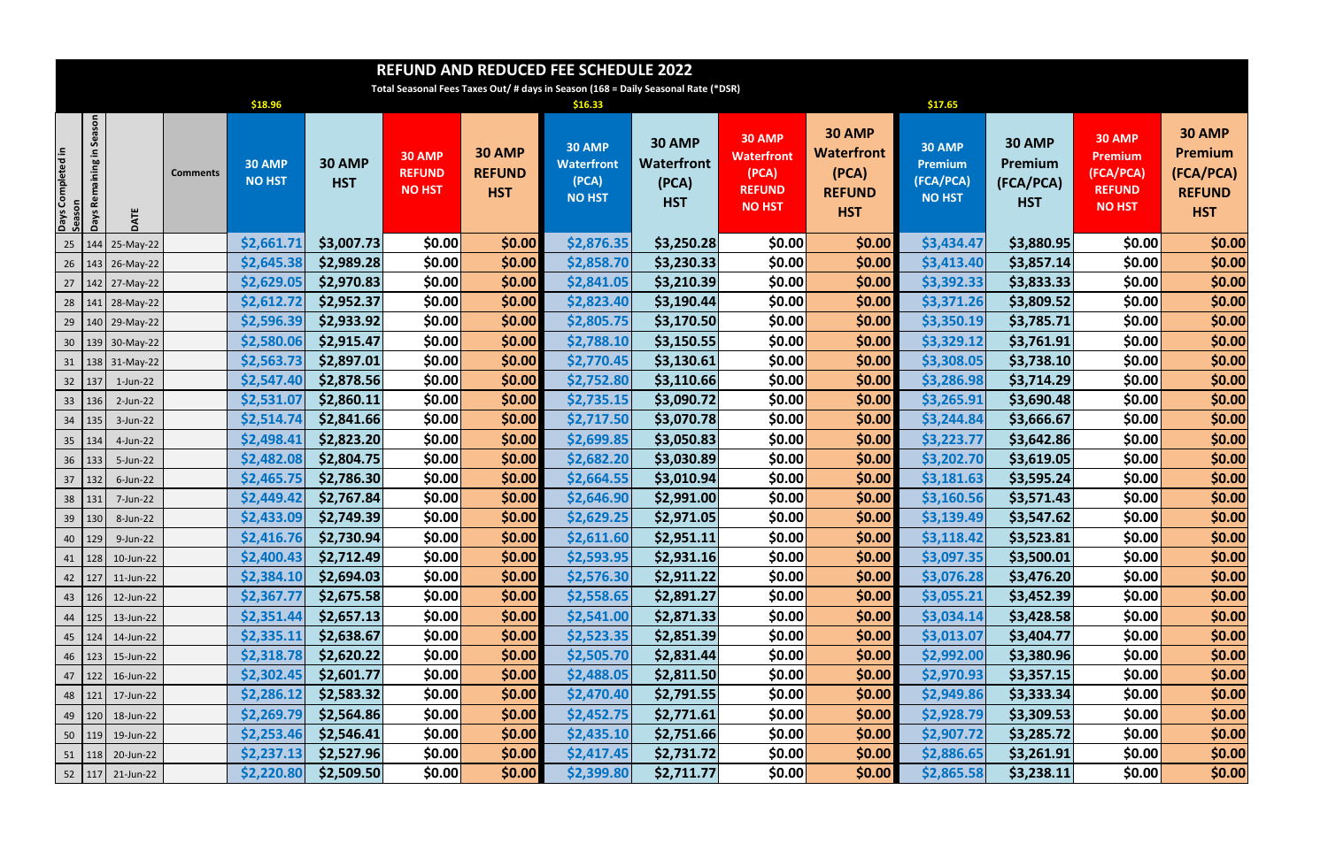# REFUND AND REDUCED FEE SCHEDULE 2022

Total Seasonal Fees Taxes Out/ # days in Season (168 = Daily Seasonal Rate (*DSR)

| Days Completed in Season | Days Remaining in Season | DATE | Comments | 30 AMP NO HST | 30 AMP HST | 30 AMP REFUND NO HST | 30 AMP REFUND HST | 30 AMP Waterfront (PCA) NO HST | 30 AMP Waterfront (PCA) HST | 30 AMP Waterfront (PCA) REFUND NO HST | 30 AMP Waterfront (PCA) REFUND HST | 30 AMP Premium (FCA/PCA) NO HST | 30 AMP Premium (FCA/PCA) HST | 30 AMP Premium (FCA/PCA) REFUND NO HST | 30 AMP Premium (FCA/PCA) REFUND HST |
|---|---|---|---|---|---|---|---|---|---|---|---|---|---|---|---|
| | | | | $18.96 | | | | $16.33 | | | | $17.65 | | | |
| 25 | 144 | 25-May-22 | | $2,661.71 | $3,007.73 | $0.00 | $0.00 | $2,876.35 | $3,250.28 | $0.00 | $0.00 | $3,434.47 | $3,880.95 | $0.00 | $0.00 |
| 26 | 143 | 26-May-22 | | $2,645.38 | $2,989.28 | $0.00 | $0.00 | $2,858.70 | $3,230.33 | $0.00 | $0.00 | $3,413.40 | $3,857.14 | $0.00 | $0.00 |
| 27 | 142 | 27-May-22 | | $2,629.05 | $2,970.83 | $0.00 | $0.00 | $2,841.05 | $3,210.39 | $0.00 | $0.00 | $3,392.33 | $3,833.33 | $0.00 | $0.00 |
| 28 | 141 | 28-May-22 | | $2,612.72 | $2,952.37 | $0.00 | $0.00 | $2,823.40 | $3,190.44 | $0.00 | $0.00 | $3,371.26 | $3,809.52 | $0.00 | $0.00 |
| 29 | 140 | 29-May-22 | | $2,596.39 | $2,933.92 | $0.00 | $0.00 | $2,805.75 | $3,170.50 | $0.00 | $0.00 | $3,350.19 | $3,785.71 | $0.00 | $0.00 |
| 30 | 139 | 30-May-22 | | $2,580.06 | $2,915.47 | $0.00 | $0.00 | $2,788.10 | $3,150.55 | $0.00 | $0.00 | $3,329.12 | $3,761.91 | $0.00 | $0.00 |
| 31 | 138 | 31-May-22 | | $2,563.73 | $2,897.01 | $0.00 | $0.00 | $2,770.45 | $3,130.61 | $0.00 | $0.00 | $3,308.05 | $3,738.10 | $0.00 | $0.00 |
| 32 | 137 | 1-Jun-22 | | $2,547.40 | $2,878.56 | $0.00 | $0.00 | $2,752.80 | $3,110.66 | $0.00 | $0.00 | $3,286.98 | $3,714.29 | $0.00 | $0.00 |
| 33 | 136 | 2-Jun-22 | | $2,531.07 | $2,860.11 | $0.00 | $0.00 | $2,735.15 | $3,090.72 | $0.00 | $0.00 | $3,265.91 | $3,690.48 | $0.00 | $0.00 |
| 34 | 135 | 3-Jun-22 | | $2,514.74 | $2,841.66 | $0.00 | $0.00 | $2,717.50 | $3,070.78 | $0.00 | $0.00 | $3,244.84 | $3,666.67 | $0.00 | $0.00 |
| 35 | 134 | 4-Jun-22 | | $2,498.41 | $2,823.20 | $0.00 | $0.00 | $2,699.85 | $3,050.83 | $0.00 | $0.00 | $3,223.77 | $3,642.86 | $0.00 | $0.00 |
| 36 | 133 | 5-Jun-22 | | $2,482.08 | $2,804.75 | $0.00 | $0.00 | $2,682.20 | $3,030.89 | $0.00 | $0.00 | $3,202.70 | $3,619.05 | $0.00 | $0.00 |
| 37 | 132 | 6-Jun-22 | | $2,465.75 | $2,786.30 | $0.00 | $0.00 | $2,664.55 | $3,010.94 | $0.00 | $0.00 | $3,181.63 | $3,595.24 | $0.00 | $0.00 |
| 38 | 131 | 7-Jun-22 | | $2,449.42 | $2,767.84 | $0.00 | $0.00 | $2,646.90 | $2,991.00 | $0.00 | $0.00 | $3,160.56 | $3,571.43 | $0.00 | $0.00 |
| 39 | 130 | 8-Jun-22 | | $2,433.09 | $2,749.39 | $0.00 | $0.00 | $2,629.25 | $2,971.05 | $0.00 | $0.00 | $3,139.49 | $3,547.62 | $0.00 | $0.00 |
| 40 | 129 | 9-Jun-22 | | $2,416.76 | $2,730.94 | $0.00 | $0.00 | $2,611.60 | $2,951.11 | $0.00 | $0.00 | $3,118.42 | $3,523.81 | $0.00 | $0.00 |
| 41 | 128 | 10-Jun-22 | | $2,400.43 | $2,712.49 | $0.00 | $0.00 | $2,593.95 | $2,931.16 | $0.00 | $0.00 | $3,097.35 | $3,500.01 | $0.00 | $0.00 |
| 42 | 127 | 11-Jun-22 | | $2,384.10 | $2,694.03 | $0.00 | $0.00 | $2,576.30 | $2,911.22 | $0.00 | $0.00 | $3,076.28 | $3,476.20 | $0.00 | $0.00 |
| 43 | 126 | 12-Jun-22 | | $2,367.77 | $2,675.58 | $0.00 | $0.00 | $2,558.65 | $2,891.27 | $0.00 | $0.00 | $3,055.21 | $3,452.39 | $0.00 | $0.00 |
| 44 | 125 | 13-Jun-22 | | $2,351.44 | $2,657.13 | $0.00 | $0.00 | $2,541.00 | $2,871.33 | $0.00 | $0.00 | $3,034.14 | $3,428.58 | $0.00 | $0.00 |
| 45 | 124 | 14-Jun-22 | | $2,335.11 | $2,638.67 | $0.00 | $0.00 | $2,523.35 | $2,851.39 | $0.00 | $0.00 | $3,013.07 | $3,404.77 | $0.00 | $0.00 |
| 46 | 123 | 15-Jun-22 | | $2,318.78 | $2,620.22 | $0.00 | $0.00 | $2,505.70 | $2,831.44 | $0.00 | $0.00 | $2,992.00 | $3,380.96 | $0.00 | $0.00 |
| 47 | 122 | 16-Jun-22 | | $2,302.45 | $2,601.77 | $0.00 | $0.00 | $2,488.05 | $2,811.50 | $0.00 | $0.00 | $2,970.93 | $3,357.15 | $0.00 | $0.00 |
| 48 | 121 | 17-Jun-22 | | $2,286.12 | $2,583.32 | $0.00 | $0.00 | $2,470.40 | $2,791.55 | $0.00 | $0.00 | $2,949.86 | $3,333.34 | $0.00 | $0.00 |
| 49 | 120 | 18-Jun-22 | | $2,269.79 | $2,564.86 | $0.00 | $0.00 | $2,452.75 | $2,771.61 | $0.00 | $0.00 | $2,928.79 | $3,309.53 | $0.00 | $0.00 |
| 50 | 119 | 19-Jun-22 | | $2,253.46 | $2,546.41 | $0.00 | $0.00 | $2,435.10 | $2,751.66 | $0.00 | $0.00 | $2,907.72 | $3,285.72 | $0.00 | $0.00 |
| 51 | 118 | 20-Jun-22 | | $2,237.13 | $2,527.96 | $0.00 | $0.00 | $2,417.45 | $2,731.72 | $0.00 | $0.00 | $2,886.65 | $3,261.91 | $0.00 | $0.00 |
| 52 | 117 | 21-Jun-22 | | $2,220.80 | $2,509.50 | $0.00 | $0.00 | $2,399.80 | $2,711.77 | $0.00 | $0.00 | $2,865.58 | $3,238.11 | $0.00 | $0.00 |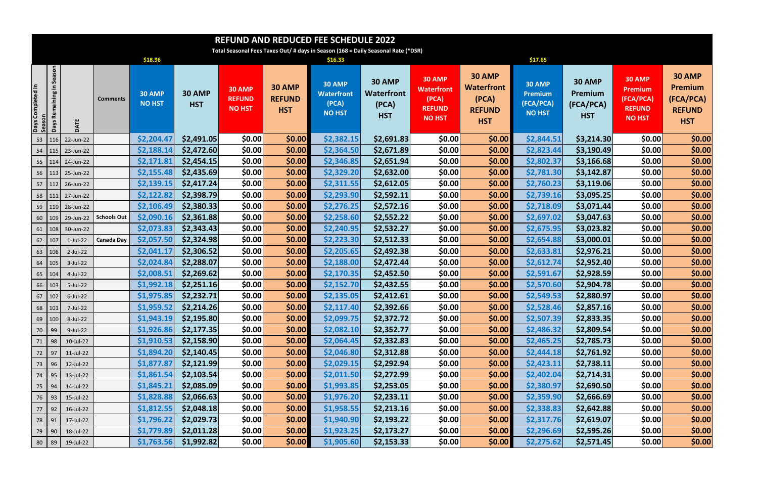# REFUND AND REDUCED FEE SCHEDULE 2022

**Total Seasonal Fees Taxes Out/ # days in Season (168 = Daily Seasonal Rate (*DSR)**

| Days Completed in Season | Days Remaining in Season | DATE | Comments | 30 AMP NO HST ($18.96) | 30 AMP HST | 30 AMP REFUND NO HST | 30 AMP REFUND HST | 30 AMP Waterfront (PCA) NO HST ($16.33) | 30 AMP Waterfront (PCA) HST | 30 AMP Waterfront (PCA) REFUND NO HST | 30 AMP Waterfront (PCA) REFUND HST | 30 AMP Premium (FCA/PCA) NO HST ($17.65) | 30 AMP Premium (FCA/PCA) HST | 30 AMP Premium (FCA/PCA) REFUND NO HST | 30 AMP Premium (FCA/PCA) REFUND HST |
|---|---|---|---|---|---|---|---|---|---|---|---|---|---|---|---|
| 53 | 116 | 22-Jun-22 | | $2,204.47 | $2,491.05 | $0.00 | $0.00 | $2,382.15 | $2,691.83 | $0.00 | $0.00 | $2,844.51 | $3,214.30 | $0.00 | $0.00 |
| 54 | 115 | 23-Jun-22 | | $2,188.14 | $2,472.60 | $0.00 | $0.00 | $2,364.50 | $2,671.89 | $0.00 | $0.00 | $2,823.44 | $3,190.49 | $0.00 | $0.00 |
| 55 | 114 | 24-Jun-22 | | $2,171.81 | $2,454.15 | $0.00 | $0.00 | $2,346.85 | $2,651.94 | $0.00 | $0.00 | $2,802.37 | $3,166.68 | $0.00 | $0.00 |
| 56 | 113 | 25-Jun-22 | | $2,155.48 | $2,435.69 | $0.00 | $0.00 | $2,329.20 | $2,632.00 | $0.00 | $0.00 | $2,781.30 | $3,142.87 | $0.00 | $0.00 |
| 57 | 112 | 26-Jun-22 | | $2,139.15 | $2,417.24 | $0.00 | $0.00 | $2,311.55 | $2,612.05 | $0.00 | $0.00 | $2,760.23 | $3,119.06 | $0.00 | $0.00 |
| 58 | 111 | 27-Jun-22 | | $2,122.82 | $2,398.79 | $0.00 | $0.00 | $2,293.90 | $2,592.11 | $0.00 | $0.00 | $2,739.16 | $3,095.25 | $0.00 | $0.00 |
| 59 | 110 | 28-Jun-22 | | $2,106.49 | $2,380.33 | $0.00 | $0.00 | $2,276.25 | $2,572.16 | $0.00 | $0.00 | $2,718.09 | $3,071.44 | $0.00 | $0.00 |
| 60 | 109 | 29-Jun-22 | Schools Out | $2,090.16 | $2,361.88 | $0.00 | $0.00 | $2,258.60 | $2,552.22 | $0.00 | $0.00 | $2,697.02 | $3,047.63 | $0.00 | $0.00 |
| 61 | 108 | 30-Jun-22 | | $2,073.83 | $2,343.43 | $0.00 | $0.00 | $2,240.95 | $2,532.27 | $0.00 | $0.00 | $2,675.95 | $3,023.82 | $0.00 | $0.00 |
| 62 | 107 | 1-Jul-22 | Canada Day | $2,057.50 | $2,324.98 | $0.00 | $0.00 | $2,223.30 | $2,512.33 | $0.00 | $0.00 | $2,654.88 | $3,000.01 | $0.00 | $0.00 |
| 63 | 106 | 2-Jul-22 | | $2,041.17 | $2,306.52 | $0.00 | $0.00 | $2,205.65 | $2,492.38 | $0.00 | $0.00 | $2,633.81 | $2,976.21 | $0.00 | $0.00 |
| 64 | 105 | 3-Jul-22 | | $2,024.84 | $2,288.07 | $0.00 | $0.00 | $2,188.00 | $2,472.44 | $0.00 | $0.00 | $2,612.74 | $2,952.40 | $0.00 | $0.00 |
| 65 | 104 | 4-Jul-22 | | $2,008.51 | $2,269.62 | $0.00 | $0.00 | $2,170.35 | $2,452.50 | $0.00 | $0.00 | $2,591.67 | $2,928.59 | $0.00 | $0.00 |
| 66 | 103 | 5-Jul-22 | | $1,992.18 | $2,251.16 | $0.00 | $0.00 | $2,152.70 | $2,432.55 | $0.00 | $0.00 | $2,570.60 | $2,904.78 | $0.00 | $0.00 |
| 67 | 102 | 6-Jul-22 | | $1,975.85 | $2,232.71 | $0.00 | $0.00 | $2,135.05 | $2,412.61 | $0.00 | $0.00 | $2,549.53 | $2,880.97 | $0.00 | $0.00 |
| 68 | 101 | 7-Jul-22 | | $1,959.52 | $2,214.26 | $0.00 | $0.00 | $2,117.40 | $2,392.66 | $0.00 | $0.00 | $2,528.46 | $2,857.16 | $0.00 | $0.00 |
| 69 | 100 | 8-Jul-22 | | $1,943.19 | $2,195.80 | $0.00 | $0.00 | $2,099.75 | $2,372.72 | $0.00 | $0.00 | $2,507.39 | $2,833.35 | $0.00 | $0.00 |
| 70 | 99 | 9-Jul-22 | | $1,926.86 | $2,177.35 | $0.00 | $0.00 | $2,082.10 | $2,352.77 | $0.00 | $0.00 | $2,486.32 | $2,809.54 | $0.00 | $0.00 |
| 71 | 98 | 10-Jul-22 | | $1,910.53 | $2,158.90 | $0.00 | $0.00 | $2,064.45 | $2,332.83 | $0.00 | $0.00 | $2,465.25 | $2,785.73 | $0.00 | $0.00 |
| 72 | 97 | 11-Jul-22 | | $1,894.20 | $2,140.45 | $0.00 | $0.00 | $2,046.80 | $2,312.88 | $0.00 | $0.00 | $2,444.18 | $2,761.92 | $0.00 | $0.00 |
| 73 | 96 | 12-Jul-22 | | $1,877.87 | $2,121.99 | $0.00 | $0.00 | $2,029.15 | $2,292.94 | $0.00 | $0.00 | $2,423.11 | $2,738.11 | $0.00 | $0.00 |
| 74 | 95 | 13-Jul-22 | | $1,861.54 | $2,103.54 | $0.00 | $0.00 | $2,011.50 | $2,272.99 | $0.00 | $0.00 | $2,402.04 | $2,714.31 | $0.00 | $0.00 |
| 75 | 94 | 14-Jul-22 | | $1,845.21 | $2,085.09 | $0.00 | $0.00 | $1,993.85 | $2,253.05 | $0.00 | $0.00 | $2,380.97 | $2,690.50 | $0.00 | $0.00 |
| 76 | 93 | 15-Jul-22 | | $1,828.88 | $2,066.63 | $0.00 | $0.00 | $1,976.20 | $2,233.11 | $0.00 | $0.00 | $2,359.90 | $2,666.69 | $0.00 | $0.00 |
| 77 | 92 | 16-Jul-22 | | $1,812.55 | $2,048.18 | $0.00 | $0.00 | $1,958.55 | $2,213.16 | $0.00 | $0.00 | $2,338.83 | $2,642.88 | $0.00 | $0.00 |
| 78 | 91 | 17-Jul-22 | | $1,796.22 | $2,029.73 | $0.00 | $0.00 | $1,940.90 | $2,193.22 | $0.00 | $0.00 | $2,317.76 | $2,619.07 | $0.00 | $0.00 |
| 79 | 90 | 18-Jul-22 | | $1,779.89 | $2,011.28 | $0.00 | $0.00 | $1,923.25 | $2,173.27 | $0.00 | $0.00 | $2,296.69 | $2,595.26 | $0.00 | $0.00 |
| 80 | 89 | 19-Jul-22 | | $1,763.56 | $1,992.82 | $0.00 | $0.00 | $1,905.60 | $2,153.33 | $0.00 | $0.00 | $2,275.62 | $2,571.45 | $0.00 | $0.00 |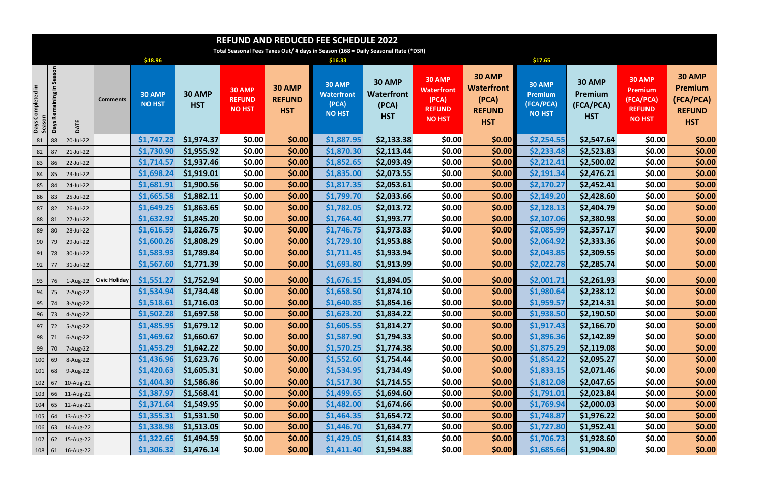# REFUND AND REDUCED FEE SCHEDULE 2022

Total Seasonal Fees Taxes Out/ # days in Season (168 = Daily Seasonal Rate (*DSR)

| | | | | $18.96 | | | | $16.33 | | | | $17.65 | | | |
|---|---|---|---|---|---|---|---|---|---|---|---|---|---|---|---|
| Days Completed in Season | Days Remaining in Season | DATE | Comments | 30 AMP NO HST | 30 AMP HST | 30 AMP REFUND NO HST | 30 AMP REFUND HST | 30 AMP Waterfront (PCA) NO HST | 30 AMP Waterfront (PCA) HST | 30 AMP Waterfront (PCA) REFUND NO HST | 30 AMP Waterfront (PCA) REFUND HST | 30 AMP Premium (FCA/PCA) NO HST | 30 AMP Premium (FCA/PCA) HST | 30 AMP Premium (FCA/PCA) REFUND NO HST | 30 AMP Premium (FCA/PCA) REFUND HST |
| 81 | 88 | 20-Jul-22 | | $1,747.23 | $1,974.37 | $0.00 | $0.00 | $1,887.95 | $2,133.38 | $0.00 | $0.00 | $2,254.55 | $2,547.64 | $0.00 | $0.00 |
| 82 | 87 | 21-Jul-22 | | $1,730.90 | $1,955.92 | $0.00 | $0.00 | $1,870.30 | $2,113.44 | $0.00 | $0.00 | $2,233.48 | $2,523.83 | $0.00 | $0.00 |
| 83 | 86 | 22-Jul-22 | | $1,714.57 | $1,937.46 | $0.00 | $0.00 | $1,852.65 | $2,093.49 | $0.00 | $0.00 | $2,212.41 | $2,500.02 | $0.00 | $0.00 |
| 84 | 85 | 23-Jul-22 | | $1,698.24 | $1,919.01 | $0.00 | $0.00 | $1,835.00 | $2,073.55 | $0.00 | $0.00 | $2,191.34 | $2,476.21 | $0.00 | $0.00 |
| 85 | 84 | 24-Jul-22 | | $1,681.91 | $1,900.56 | $0.00 | $0.00 | $1,817.35 | $2,053.61 | $0.00 | $0.00 | $2,170.27 | $2,452.41 | $0.00 | $0.00 |
| 86 | 83 | 25-Jul-22 | | $1,665.58 | $1,882.11 | $0.00 | $0.00 | $1,799.70 | $2,033.66 | $0.00 | $0.00 | $2,149.20 | $2,428.60 | $0.00 | $0.00 |
| 87 | 82 | 26-Jul-22 | | $1,649.25 | $1,863.65 | $0.00 | $0.00 | $1,782.05 | $2,013.72 | $0.00 | $0.00 | $2,128.13 | $2,404.79 | $0.00 | $0.00 |
| 88 | 81 | 27-Jul-22 | | $1,632.92 | $1,845.20 | $0.00 | $0.00 | $1,764.40 | $1,993.77 | $0.00 | $0.00 | $2,107.06 | $2,380.98 | $0.00 | $0.00 |
| 89 | 80 | 28-Jul-22 | | $1,616.59 | $1,826.75 | $0.00 | $0.00 | $1,746.75 | $1,973.83 | $0.00 | $0.00 | $2,085.99 | $2,357.17 | $0.00 | $0.00 |
| 90 | 79 | 29-Jul-22 | | $1,600.26 | $1,808.29 | $0.00 | $0.00 | $1,729.10 | $1,953.88 | $0.00 | $0.00 | $2,064.92 | $2,333.36 | $0.00 | $0.00 |
| 91 | 78 | 30-Jul-22 | | $1,583.93 | $1,789.84 | $0.00 | $0.00 | $1,711.45 | $1,933.94 | $0.00 | $0.00 | $2,043.85 | $2,309.55 | $0.00 | $0.00 |
| 92 | 77 | 31-Jul-22 | | $1,567.60 | $1,771.39 | $0.00 | $0.00 | $1,693.80 | $1,913.99 | $0.00 | $0.00 | $2,022.78 | $2,285.74 | $0.00 | $0.00 |
| 93 | 76 | 1-Aug-22 | Civic Holiday | $1,551.27 | $1,752.94 | $0.00 | $0.00 | $1,676.15 | $1,894.05 | $0.00 | $0.00 | $2,001.71 | $2,261.93 | $0.00 | $0.00 |
| 94 | 75 | 2-Aug-22 | | $1,534.94 | $1,734.48 | $0.00 | $0.00 | $1,658.50 | $1,874.10 | $0.00 | $0.00 | $1,980.64 | $2,238.12 | $0.00 | $0.00 |
| 95 | 74 | 3-Aug-22 | | $1,518.61 | $1,716.03 | $0.00 | $0.00 | $1,640.85 | $1,854.16 | $0.00 | $0.00 | $1,959.57 | $2,214.31 | $0.00 | $0.00 |
| 96 | 73 | 4-Aug-22 | | $1,502.28 | $1,697.58 | $0.00 | $0.00 | $1,623.20 | $1,834.22 | $0.00 | $0.00 | $1,938.50 | $2,190.50 | $0.00 | $0.00 |
| 97 | 72 | 5-Aug-22 | | $1,485.95 | $1,679.12 | $0.00 | $0.00 | $1,605.55 | $1,814.27 | $0.00 | $0.00 | $1,917.43 | $2,166.70 | $0.00 | $0.00 |
| 98 | 71 | 6-Aug-22 | | $1,469.62 | $1,660.67 | $0.00 | $0.00 | $1,587.90 | $1,794.33 | $0.00 | $0.00 | $1,896.36 | $2,142.89 | $0.00 | $0.00 |
| 99 | 70 | 7-Aug-22 | | $1,453.29 | $1,642.22 | $0.00 | $0.00 | $1,570.25 | $1,774.38 | $0.00 | $0.00 | $1,875.29 | $2,119.08 | $0.00 | $0.00 |
| 100 | 69 | 8-Aug-22 | | $1,436.96 | $1,623.76 | $0.00 | $0.00 | $1,552.60 | $1,754.44 | $0.00 | $0.00 | $1,854.22 | $2,095.27 | $0.00 | $0.00 |
| 101 | 68 | 9-Aug-22 | | $1,420.63 | $1,605.31 | $0.00 | $0.00 | $1,534.95 | $1,734.49 | $0.00 | $0.00 | $1,833.15 | $2,071.46 | $0.00 | $0.00 |
| 102 | 67 | 10-Aug-22 | | $1,404.30 | $1,586.86 | $0.00 | $0.00 | $1,517.30 | $1,714.55 | $0.00 | $0.00 | $1,812.08 | $2,047.65 | $0.00 | $0.00 |
| 103 | 66 | 11-Aug-22 | | $1,387.97 | $1,568.41 | $0.00 | $0.00 | $1,499.65 | $1,694.60 | $0.00 | $0.00 | $1,791.01 | $2,023.84 | $0.00 | $0.00 |
| 104 | 65 | 12-Aug-22 | | $1,371.64 | $1,549.95 | $0.00 | $0.00 | $1,482.00 | $1,674.66 | $0.00 | $0.00 | $1,769.94 | $2,000.03 | $0.00 | $0.00 |
| 105 | 64 | 13-Aug-22 | | $1,355.31 | $1,531.50 | $0.00 | $0.00 | $1,464.35 | $1,654.72 | $0.00 | $0.00 | $1,748.87 | $1,976.22 | $0.00 | $0.00 |
| 106 | 63 | 14-Aug-22 | | $1,338.98 | $1,513.05 | $0.00 | $0.00 | $1,446.70 | $1,634.77 | $0.00 | $0.00 | $1,727.80 | $1,952.41 | $0.00 | $0.00 |
| 107 | 62 | 15-Aug-22 | | $1,322.65 | $1,494.59 | $0.00 | $0.00 | $1,429.05 | $1,614.83 | $0.00 | $0.00 | $1,706.73 | $1,928.60 | $0.00 | $0.00 |
| 108 | 61 | 16-Aug-22 | | $1,306.32 | $1,476.14 | $0.00 | $0.00 | $1,411.40 | $1,594.88 | $0.00 | $0.00 | $1,685.66 | $1,904.80 | $0.00 | $0.00 |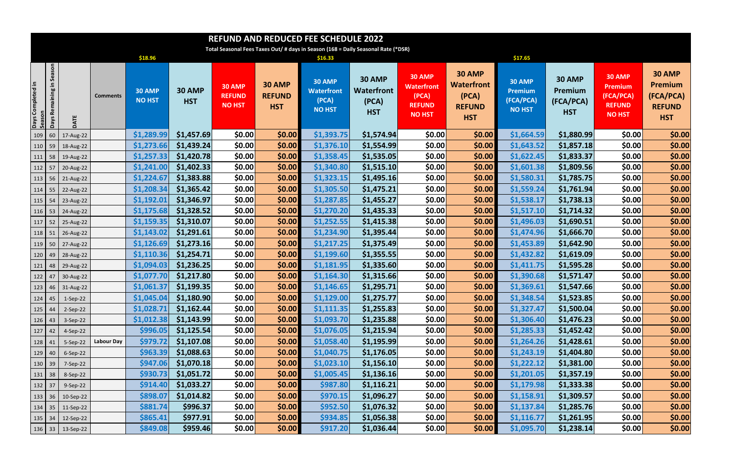# REFUND AND REDUCED FEE SCHEDULE 2022

Total Seasonal Fees Taxes Out/ # days in Season (168 = Daily Seasonal Rate (*DSR)

| | | | | $18.96 | | | | $16.33 | | | | $17.65 | | | |
|---|---|---|---|---|---|---|---|---|---|---|---|---|---|---|---|
| Days Completed in Season | Days Remaining in Season | DATE | Comments | 30 AMP NO HST | 30 AMP HST | 30 AMP REFUND NO HST | 30 AMP REFUND HST | 30 AMP Waterfront (PCA) NO HST | 30 AMP Waterfront (PCA) HST | 30 AMP Waterfront (PCA) REFUND NO HST | 30 AMP Waterfront (PCA) REFUND HST | 30 AMP Premium (FCA/PCA) NO HST | 30 AMP Premium (FCA/PCA) HST | 30 AMP Premium (FCA/PCA) REFUND NO HST | 30 AMP Premium (FCA/PCA) REFUND HST |
| 109 | 60 | 17-Aug-22 | | $1,289.99 | $1,457.69 | $0.00 | $0.00 | $1,393.75 | $1,574.94 | $0.00 | $0.00 | $1,664.59 | $1,880.99 | $0.00 | $0.00 |
| 110 | 59 | 18-Aug-22 | | $1,273.66 | $1,439.24 | $0.00 | $0.00 | $1,376.10 | $1,554.99 | $0.00 | $0.00 | $1,643.52 | $1,857.18 | $0.00 | $0.00 |
| 111 | 58 | 19-Aug-22 | | $1,257.33 | $1,420.78 | $0.00 | $0.00 | $1,358.45 | $1,535.05 | $0.00 | $0.00 | $1,622.45 | $1,833.37 | $0.00 | $0.00 |
| 112 | 57 | 20-Aug-22 | | $1,241.00 | $1,402.33 | $0.00 | $0.00 | $1,340.80 | $1,515.10 | $0.00 | $0.00 | $1,601.38 | $1,809.56 | $0.00 | $0.00 |
| 113 | 56 | 21-Aug-22 | | $1,224.67 | $1,383.88 | $0.00 | $0.00 | $1,323.15 | $1,495.16 | $0.00 | $0.00 | $1,580.31 | $1,785.75 | $0.00 | $0.00 |
| 114 | 55 | 22-Aug-22 | | $1,208.34 | $1,365.42 | $0.00 | $0.00 | $1,305.50 | $1,475.21 | $0.00 | $0.00 | $1,559.24 | $1,761.94 | $0.00 | $0.00 |
| 115 | 54 | 23-Aug-22 | | $1,192.01 | $1,346.97 | $0.00 | $0.00 | $1,287.85 | $1,455.27 | $0.00 | $0.00 | $1,538.17 | $1,738.13 | $0.00 | $0.00 |
| 116 | 53 | 24-Aug-22 | | $1,175.68 | $1,328.52 | $0.00 | $0.00 | $1,270.20 | $1,435.33 | $0.00 | $0.00 | $1,517.10 | $1,714.32 | $0.00 | $0.00 |
| 117 | 52 | 25-Aug-22 | | $1,159.35 | $1,310.07 | $0.00 | $0.00 | $1,252.55 | $1,415.38 | $0.00 | $0.00 | $1,496.03 | $1,690.51 | $0.00 | $0.00 |
| 118 | 51 | 26-Aug-22 | | $1,143.02 | $1,291.61 | $0.00 | $0.00 | $1,234.90 | $1,395.44 | $0.00 | $0.00 | $1,474.96 | $1,666.70 | $0.00 | $0.00 |
| 119 | 50 | 27-Aug-22 | | $1,126.69 | $1,273.16 | $0.00 | $0.00 | $1,217.25 | $1,375.49 | $0.00 | $0.00 | $1,453.89 | $1,642.90 | $0.00 | $0.00 |
| 120 | 49 | 28-Aug-22 | | $1,110.36 | $1,254.71 | $0.00 | $0.00 | $1,199.60 | $1,355.55 | $0.00 | $0.00 | $1,432.82 | $1,619.09 | $0.00 | $0.00 |
| 121 | 48 | 29-Aug-22 | | $1,094.03 | $1,236.25 | $0.00 | $0.00 | $1,181.95 | $1,335.60 | $0.00 | $0.00 | $1,411.75 | $1,595.28 | $0.00 | $0.00 |
| 122 | 47 | 30-Aug-22 | | $1,077.70 | $1,217.80 | $0.00 | $0.00 | $1,164.30 | $1,315.66 | $0.00 | $0.00 | $1,390.68 | $1,571.47 | $0.00 | $0.00 |
| 123 | 46 | 31-Aug-22 | | $1,061.37 | $1,199.35 | $0.00 | $0.00 | $1,146.65 | $1,295.71 | $0.00 | $0.00 | $1,369.61 | $1,547.66 | $0.00 | $0.00 |
| 124 | 45 | 1-Sep-22 | | $1,045.04 | $1,180.90 | $0.00 | $0.00 | $1,129.00 | $1,275.77 | $0.00 | $0.00 | $1,348.54 | $1,523.85 | $0.00 | $0.00 |
| 125 | 44 | 2-Sep-22 | | $1,028.71 | $1,162.44 | $0.00 | $0.00 | $1,111.35 | $1,255.83 | $0.00 | $0.00 | $1,327.47 | $1,500.04 | $0.00 | $0.00 |
| 126 | 43 | 3-Sep-22 | | $1,012.38 | $1,143.99 | $0.00 | $0.00 | $1,093.70 | $1,235.88 | $0.00 | $0.00 | $1,306.40 | $1,476.23 | $0.00 | $0.00 |
| 127 | 42 | 4-Sep-22 | | $996.05 | $1,125.54 | $0.00 | $0.00 | $1,076.05 | $1,215.94 | $0.00 | $0.00 | $1,285.33 | $1,452.42 | $0.00 | $0.00 |
| 128 | 41 | 5-Sep-22 | Labour Day | $979.72 | $1,107.08 | $0.00 | $0.00 | $1,058.40 | $1,195.99 | $0.00 | $0.00 | $1,264.26 | $1,428.61 | $0.00 | $0.00 |
| 129 | 40 | 6-Sep-22 | | $963.39 | $1,088.63 | $0.00 | $0.00 | $1,040.75 | $1,176.05 | $0.00 | $0.00 | $1,243.19 | $1,404.80 | $0.00 | $0.00 |
| 130 | 39 | 7-Sep-22 | | $947.06 | $1,070.18 | $0.00 | $0.00 | $1,023.10 | $1,156.10 | $0.00 | $0.00 | $1,222.12 | $1,381.00 | $0.00 | $0.00 |
| 131 | 38 | 8-Sep-22 | | $930.73 | $1,051.72 | $0.00 | $0.00 | $1,005.45 | $1,136.16 | $0.00 | $0.00 | $1,201.05 | $1,357.19 | $0.00 | $0.00 |
| 132 | 37 | 9-Sep-22 | | $914.40 | $1,033.27 | $0.00 | $0.00 | $987.80 | $1,116.21 | $0.00 | $0.00 | $1,179.98 | $1,333.38 | $0.00 | $0.00 |
| 133 | 36 | 10-Sep-22 | | $898.07 | $1,014.82 | $0.00 | $0.00 | $970.15 | $1,096.27 | $0.00 | $0.00 | $1,158.91 | $1,309.57 | $0.00 | $0.00 |
| 134 | 35 | 11-Sep-22 | | $881.74 | $996.37 | $0.00 | $0.00 | $952.50 | $1,076.32 | $0.00 | $0.00 | $1,137.84 | $1,285.76 | $0.00 | $0.00 |
| 135 | 34 | 12-Sep-22 | | $865.41 | $977.91 | $0.00 | $0.00 | $934.85 | $1,056.38 | $0.00 | $0.00 | $1,116.77 | $1,261.95 | $0.00 | $0.00 |
| 136 | 33 | 13-Sep-22 | | $849.08 | $959.46 | $0.00 | $0.00 | $917.20 | $1,036.44 | $0.00 | $0.00 | $1,095.70 | $1,238.14 | $0.00 | $0.00 |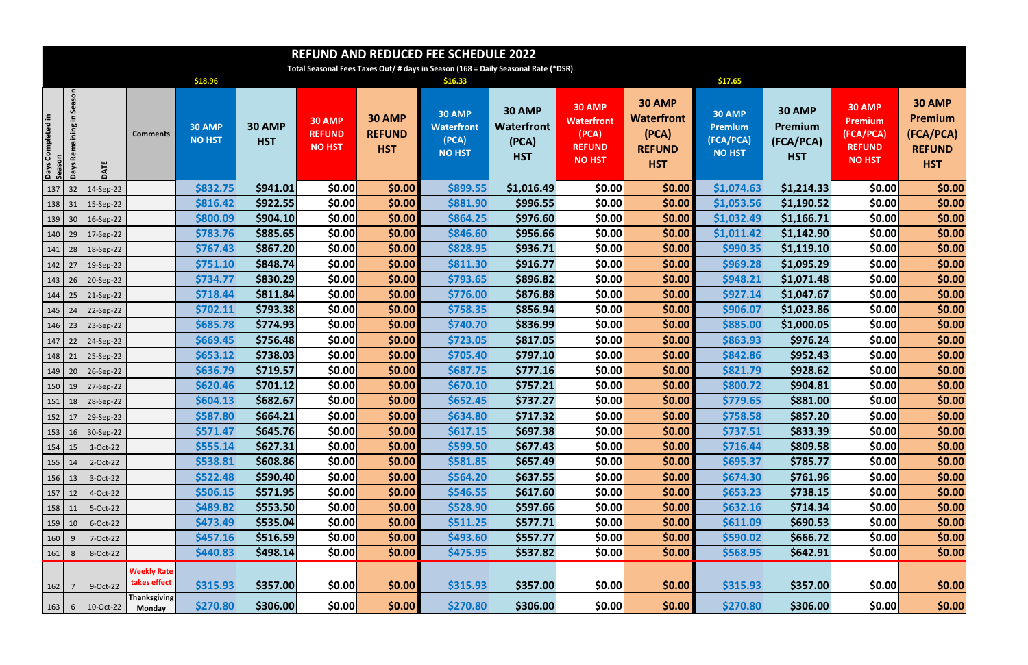# REFUND AND REDUCED FEE SCHEDULE 2022

Total Seasonal Fees Taxes Out/ # days in Season (168 = Daily Seasonal Rate (*DSR)

| | | | | $18.96 | | | | $16.33 | | | | $17.65 | | | |
|---|---|---|---|---|---|---|---|---|---|---|---|---|---|---|---|
| Days Completed in Season | Days Remaining in Season | DATE | Comments | 30 AMP NO HST | 30 AMP HST | 30 AMP REFUND NO HST | 30 AMP REFUND HST | 30 AMP Waterfront (PCA) NO HST | 30 AMP Waterfront (PCA) HST | 30 AMP Waterfront (PCA) REFUND NO HST | 30 AMP Waterfront (PCA) REFUND HST | 30 AMP Premium (FCA/PCA) NO HST | 30 AMP Premium (FCA/PCA) HST | 30 AMP Premium (FCA/PCA) REFUND NO HST | 30 AMP Premium (FCA/PCA) REFUND HST |
| 137 | 32 | 14-Sep-22 | | $832.75 | $941.01 | $0.00 | $0.00 | $899.55 | $1,016.49 | $0.00 | $0.00 | $1,074.63 | $1,214.33 | $0.00 | $0.00 |
| 138 | 31 | 15-Sep-22 | | $816.42 | $922.55 | $0.00 | $0.00 | $881.90 | $996.55 | $0.00 | $0.00 | $1,053.56 | $1,190.52 | $0.00 | $0.00 |
| 139 | 30 | 16-Sep-22 | | $800.09 | $904.10 | $0.00 | $0.00 | $864.25 | $976.60 | $0.00 | $0.00 | $1,032.49 | $1,166.71 | $0.00 | $0.00 |
| 140 | 29 | 17-Sep-22 | | $783.76 | $885.65 | $0.00 | $0.00 | $846.60 | $956.66 | $0.00 | $0.00 | $1,011.42 | $1,142.90 | $0.00 | $0.00 |
| 141 | 28 | 18-Sep-22 | | $767.43 | $867.20 | $0.00 | $0.00 | $828.95 | $936.71 | $0.00 | $0.00 | $990.35 | $1,119.10 | $0.00 | $0.00 |
| 142 | 27 | 19-Sep-22 | | $751.10 | $848.74 | $0.00 | $0.00 | $811.30 | $916.77 | $0.00 | $0.00 | $969.28 | $1,095.29 | $0.00 | $0.00 |
| 143 | 26 | 20-Sep-22 | | $734.77 | $830.29 | $0.00 | $0.00 | $793.65 | $896.82 | $0.00 | $0.00 | $948.21 | $1,071.48 | $0.00 | $0.00 |
| 144 | 25 | 21-Sep-22 | | $718.44 | $811.84 | $0.00 | $0.00 | $776.00 | $876.88 | $0.00 | $0.00 | $927.14 | $1,047.67 | $0.00 | $0.00 |
| 145 | 24 | 22-Sep-22 | | $702.11 | $793.38 | $0.00 | $0.00 | $758.35 | $856.94 | $0.00 | $0.00 | $906.07 | $1,023.86 | $0.00 | $0.00 |
| 146 | 23 | 23-Sep-22 | | $685.78 | $774.93 | $0.00 | $0.00 | $740.70 | $836.99 | $0.00 | $0.00 | $885.00 | $1,000.05 | $0.00 | $0.00 |
| 147 | 22 | 24-Sep-22 | | $669.45 | $756.48 | $0.00 | $0.00 | $723.05 | $817.05 | $0.00 | $0.00 | $863.93 | $976.24 | $0.00 | $0.00 |
| 148 | 21 | 25-Sep-22 | | $653.12 | $738.03 | $0.00 | $0.00 | $705.40 | $797.10 | $0.00 | $0.00 | $842.86 | $952.43 | $0.00 | $0.00 |
| 149 | 20 | 26-Sep-22 | | $636.79 | $719.57 | $0.00 | $0.00 | $687.75 | $777.16 | $0.00 | $0.00 | $821.79 | $928.62 | $0.00 | $0.00 |
| 150 | 19 | 27-Sep-22 | | $620.46 | $701.12 | $0.00 | $0.00 | $670.10 | $757.21 | $0.00 | $0.00 | $800.72 | $904.81 | $0.00 | $0.00 |
| 151 | 18 | 28-Sep-22 | | $604.13 | $682.67 | $0.00 | $0.00 | $652.45 | $737.27 | $0.00 | $0.00 | $779.65 | $881.00 | $0.00 | $0.00 |
| 152 | 17 | 29-Sep-22 | | $587.80 | $664.21 | $0.00 | $0.00 | $634.80 | $717.32 | $0.00 | $0.00 | $758.58 | $857.20 | $0.00 | $0.00 |
| 153 | 16 | 30-Sep-22 | | $571.47 | $645.76 | $0.00 | $0.00 | $617.15 | $697.38 | $0.00 | $0.00 | $737.51 | $833.39 | $0.00 | $0.00 |
| 154 | 15 | 1-Oct-22 | | $555.14 | $627.31 | $0.00 | $0.00 | $599.50 | $677.43 | $0.00 | $0.00 | $716.44 | $809.58 | $0.00 | $0.00 |
| 155 | 14 | 2-Oct-22 | | $538.81 | $608.86 | $0.00 | $0.00 | $581.85 | $657.49 | $0.00 | $0.00 | $695.37 | $785.77 | $0.00 | $0.00 |
| 156 | 13 | 3-Oct-22 | | $522.48 | $590.40 | $0.00 | $0.00 | $564.20 | $637.55 | $0.00 | $0.00 | $674.30 | $761.96 | $0.00 | $0.00 |
| 157 | 12 | 4-Oct-22 | | $506.15 | $571.95 | $0.00 | $0.00 | $546.55 | $617.60 | $0.00 | $0.00 | $653.23 | $738.15 | $0.00 | $0.00 |
| 158 | 11 | 5-Oct-22 | | $489.82 | $553.50 | $0.00 | $0.00 | $528.90 | $597.66 | $0.00 | $0.00 | $632.16 | $714.34 | $0.00 | $0.00 |
| 159 | 10 | 6-Oct-22 | | $473.49 | $535.04 | $0.00 | $0.00 | $511.25 | $577.71 | $0.00 | $0.00 | $611.09 | $690.53 | $0.00 | $0.00 |
| 160 | 9 | 7-Oct-22 | | $457.16 | $516.59 | $0.00 | $0.00 | $493.60 | $557.77 | $0.00 | $0.00 | $590.02 | $666.72 | $0.00 | $0.00 |
| 161 | 8 | 8-Oct-22 | | $440.83 | $498.14 | $0.00 | $0.00 | $475.95 | $537.82 | $0.00 | $0.00 | $568.95 | $642.91 | $0.00 | $0.00 |
| 162 | 7 | 9-Oct-22 | Weekly Rate takes effect | $315.93 | $357.00 | $0.00 | $0.00 | $315.93 | $357.00 | $0.00 | $0.00 | $315.93 | $357.00 | $0.00 | $0.00 |
| 163 | 6 | 10-Oct-22 | Thanksgiving Monday | $270.80 | $306.00 | $0.00 | $0.00 | $270.80 | $306.00 | $0.00 | $0.00 | $270.80 | $306.00 | $0.00 | $0.00 |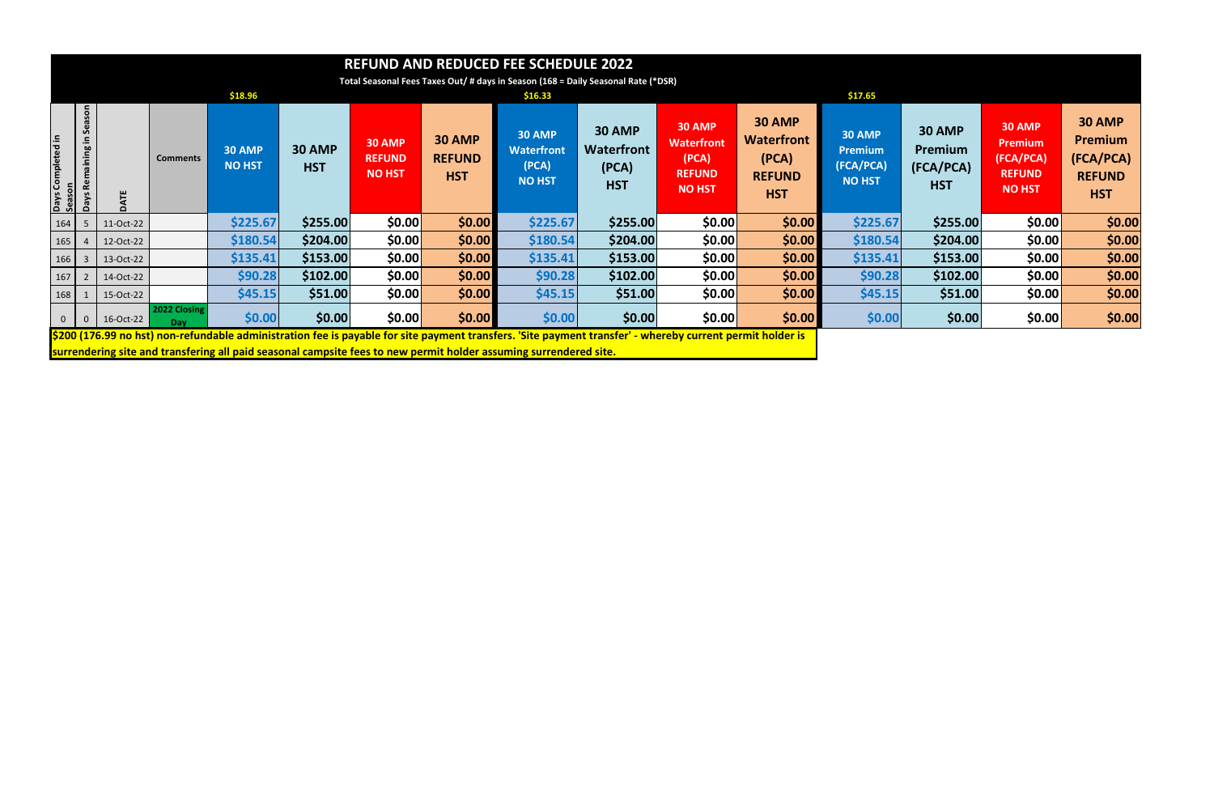# REFUND AND REDUCED FEE SCHEDULE 2022

**Total Seasonal Fees Taxes Out/ # days in Season (168 = Daily Seasonal Rate (*DSR)**

| | | | | $18.96 | | | | $16.33 | | | | $17.65 | | | |
|---|---|---|---|---|---|---|---|---|---|---|---|---|---|---|---|
| Days Completed in Season | Days Remaining in Season | DATE | Comments | 30 AMP NO HST | 30 AMP HST | 30 AMP REFUND NO HST | 30 AMP REFUND HST | 30 AMP Waterfront (PCA) NO HST | 30 AMP Waterfront (PCA) HST | 30 AMP Waterfront (PCA) REFUND NO HST | 30 AMP Waterfront (PCA) REFUND HST | 30 AMP Premium (FCA/PCA) NO HST | 30 AMP Premium (FCA/PCA) HST | 30 AMP Premium (FCA/PCA) REFUND NO HST | 30 AMP Premium (FCA/PCA) REFUND HST |
| 164 | 5 | 11-Oct-22 | | $225.67 | $255.00 | $0.00 | $0.00 | $225.67 | $255.00 | $0.00 | $0.00 | $225.67 | $255.00 | $0.00 | $0.00 |
| 165 | 4 | 12-Oct-22 | | $180.54 | $204.00 | $0.00 | $0.00 | $180.54 | $204.00 | $0.00 | $0.00 | $180.54 | $204.00 | $0.00 | $0.00 |
| 166 | 3 | 13-Oct-22 | | $135.41 | $153.00 | $0.00 | $0.00 | $135.41 | $153.00 | $0.00 | $0.00 | $135.41 | $153.00 | $0.00 | $0.00 |
| 167 | 2 | 14-Oct-22 | | $90.28 | $102.00 | $0.00 | $0.00 | $90.28 | $102.00 | $0.00 | $0.00 | $90.28 | $102.00 | $0.00 | $0.00 |
| 168 | 1 | 15-Oct-22 | | $45.15 | $51.00 | $0.00 | $0.00 | $45.15 | $51.00 | $0.00 | $0.00 | $45.15 | $51.00 | $0.00 | $0.00 |
| 0 | 0 | 16-Oct-22 | 2022 Closing Day | $0.00 | $0.00 | $0.00 | $0.00 | $0.00 | $0.00 | $0.00 | $0.00 | $0.00 | $0.00 | $0.00 | $0.00 |

**$200 (176.99 no hst) non-refundable administration fee is payable for site payment transfers. 'Site payment transfer' - whereby current permit holder is surrendering site and transfering all paid seasonal campsite fees to new permit holder assuming surrendered site.**